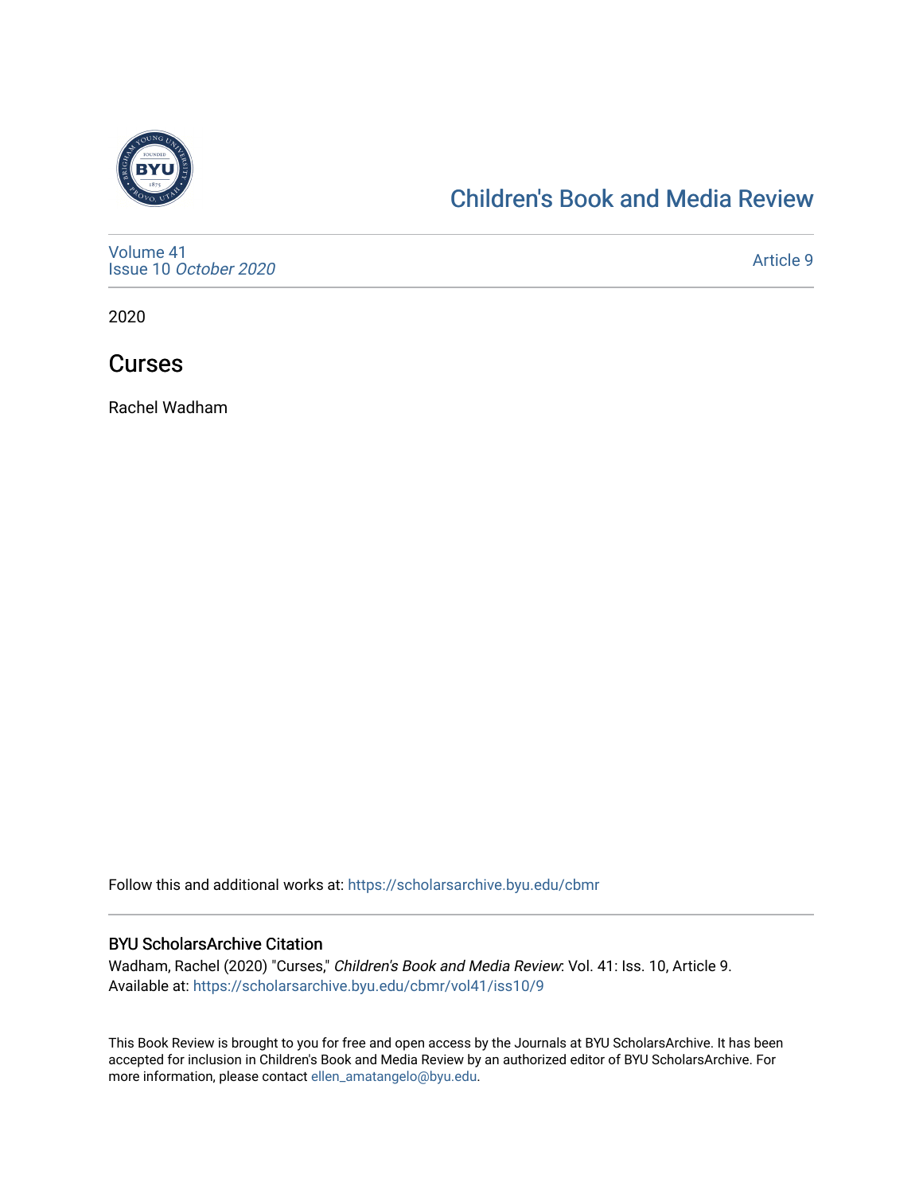[Children's Book and Media Review](https://scholarsarchive.byu.edu/cbmr)

Volume 41
Issue 10 *October 2020*

Article 9

2020

# Curses

Rachel Wadham

Follow this and additional works at: https://scholarsarchive.byu.edu/cbmr

### BYU ScholarsArchive Citation

Wadham, Rachel (2020) "Curses," *Children's Book and Media Review*: Vol. 41: Iss. 10, Article 9.
Available at: https://scholarsarchive.byu.edu/cbmr/vol41/iss10/9

This Book Review is brought to you for free and open access by the Journals at BYU ScholarsArchive. It has been accepted for inclusion in Children's Book and Media Review by an authorized editor of BYU ScholarsArchive. For more information, please contact ellen_amatangelo@byu.edu.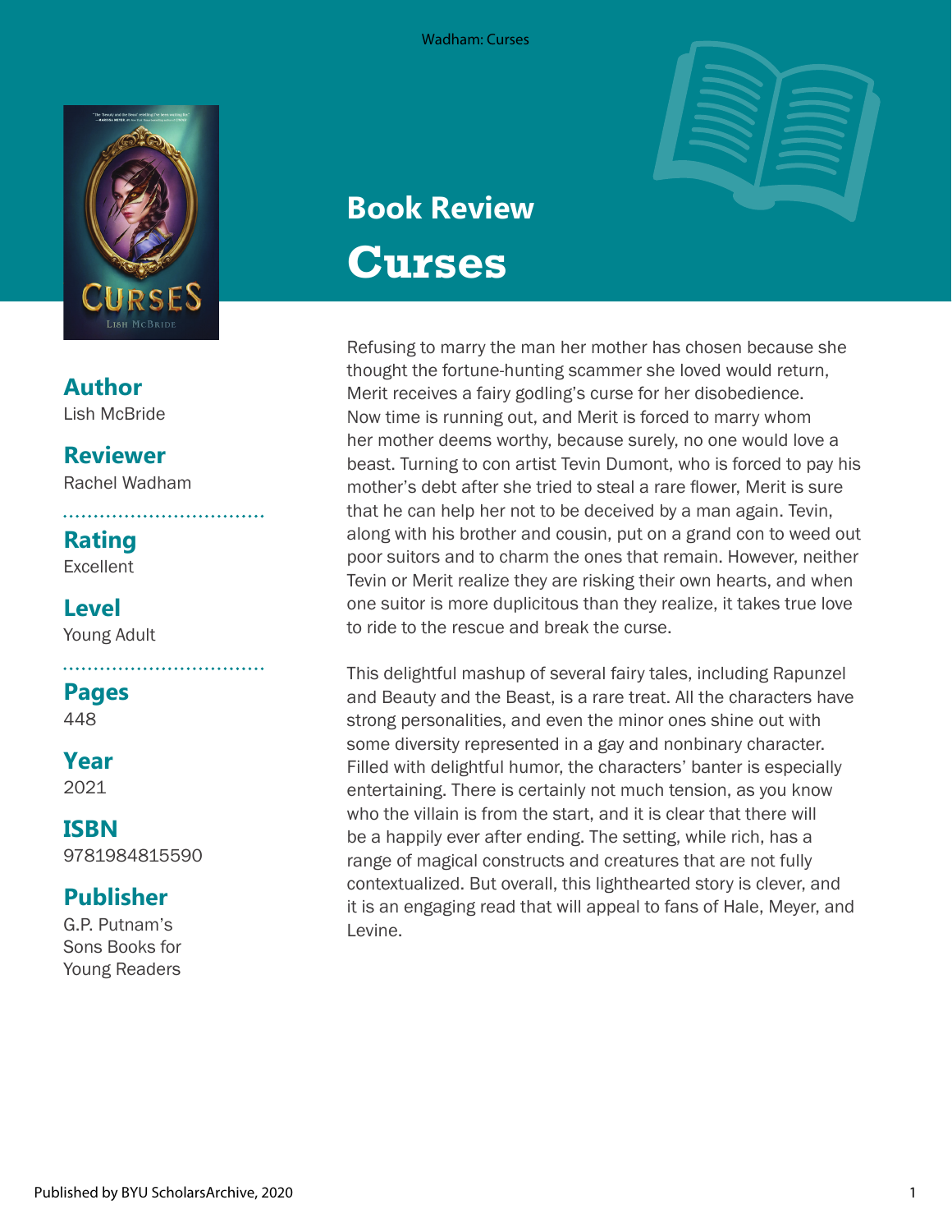## Book Review

# Curses

**Author**
Lish McBride

**Reviewer**
Rachel Wadham

**Rating**
Excellent

**Level**
Young Adult

**Pages**
448

**Year**
2021

**ISBN**
9781984815590

**Publisher**
G.P. Putnam's Sons Books for Young Readers

Refusing to marry the man her mother has chosen because she thought the fortune-hunting scammer she loved would return, Merit receives a fairy godling's curse for her disobedience. Now time is running out, and Merit is forced to marry whom her mother deems worthy, because surely, no one would love a beast. Turning to con artist Tevin Dumont, who is forced to pay his mother's debt after she tried to steal a rare flower, Merit is sure that he can help her not to be deceived by a man again. Tevin, along with his brother and cousin, put on a grand con to weed out poor suitors and to charm the ones that remain. However, neither Tevin or Merit realize they are risking their own hearts, and when one suitor is more duplicitous than they realize, it takes true love to ride to the rescue and break the curse.

This delightful mashup of several fairy tales, including Rapunzel and Beauty and the Beast, is a rare treat. All the characters have strong personalities, and even the minor ones shine out with some diversity represented in a gay and nonbinary character. Filled with delightful humor, the characters' banter is especially entertaining. There is certainly not much tension, as you know who the villain is from the start, and it is clear that there will be a happily ever after ending. The setting, while rich, has a range of magical constructs and creatures that are not fully contextualized. But overall, this lighthearted story is clever, and it is an engaging read that will appeal to fans of Hale, Meyer, and Levine.